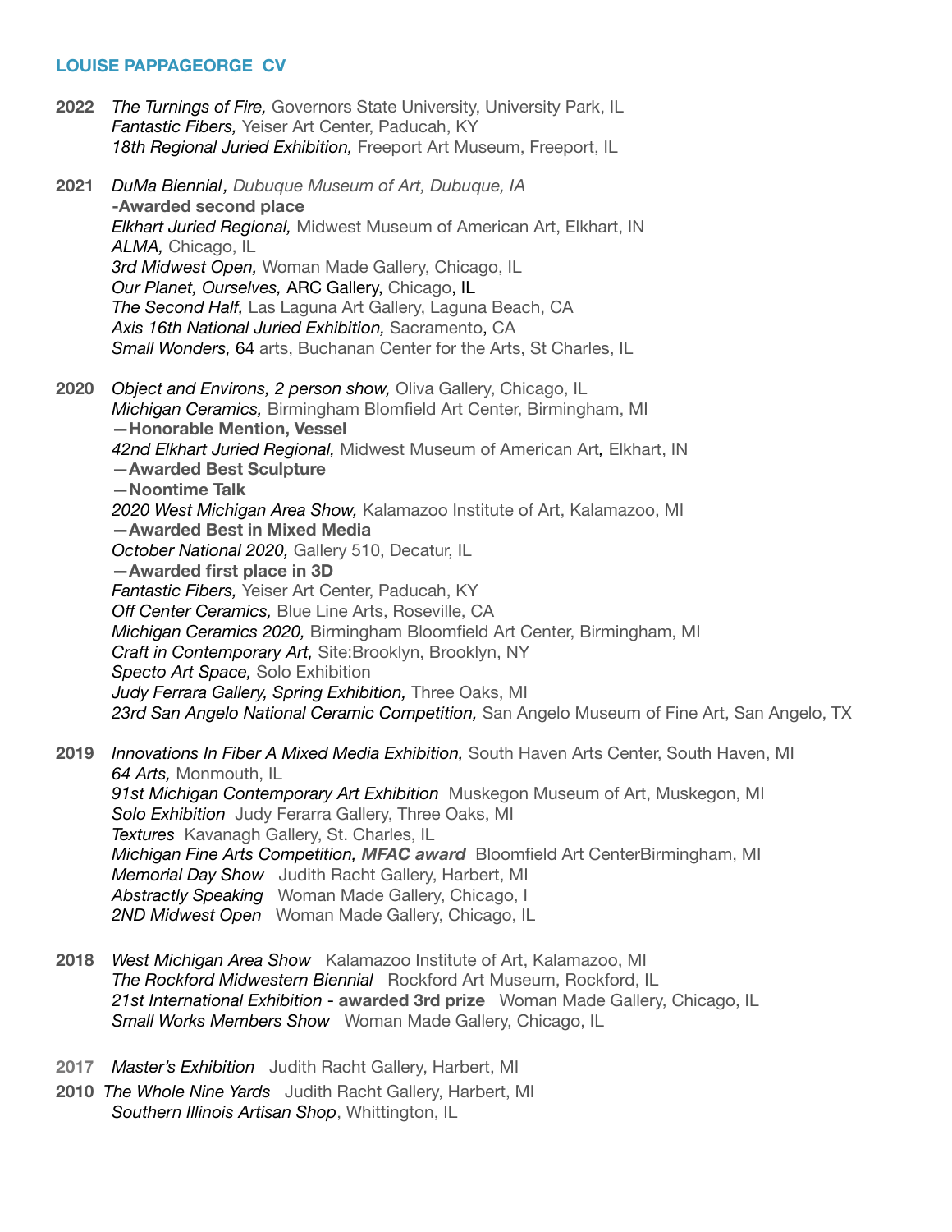# LOUISE PAPPAGEORGE CV

**2022**
- *The Turnings of Fire,* Governors State University, University Park, IL
- *Fantastic Fibers,* Yeiser Art Center, Paducah, KY
- *18th Regional Juried Exhibition,* Freeport Art Museum, Freeport, IL

**2021**
- *DuMa Biennial, Dubuque Museum of Art, Dubuque, IA*
  **-Awarded second place**
- *Elkhart Juried Regional,* Midwest Museum of American Art, Elkhart, IN
- *ALMA,* Chicago, IL
- *3rd Midwest Open,* Woman Made Gallery, Chicago, IL
- *Our Planet, Ourselves,* ARC Gallery, Chicago, IL
- *The Second Half,* Las Laguna Art Gallery, Laguna Beach, CA
- *Axis 16th National Juried Exhibition,* Sacramento, CA
- *Small Wonders,* 64 arts, Buchanan Center for the Arts, St Charles, IL

**2020**
- *Object and Environs, 2 person show,* Oliva Gallery, Chicago, IL
- *Michigan Ceramics,* Birmingham Blomfield Art Center, Birmingham, MI
  **—Honorable Mention, Vessel**
- *42nd Elkhart Juried Regional,* Midwest Museum of American Art*,* Elkhart, IN
  **—Awarded Best Sculpture**
  **—Noontime Talk**
- *2020 West Michigan Area Show,* Kalamazoo Institute of Art, Kalamazoo, MI
  **—Awarded Best in Mixed Media**
- *October National 2020,* Gallery 510, Decatur, IL
  **—Awarded first place in 3D**
- *Fantastic Fibers,* Yeiser Art Center, Paducah, KY
- *Off Center Ceramics,* Blue Line Arts, Roseville, CA
- *Michigan Ceramics 2020,* Birmingham Bloomfield Art Center, Birmingham, MI
- *Craft in Contemporary Art,* Site:Brooklyn, Brooklyn, NY
- *Specto Art Space,* Solo Exhibition
- *Judy Ferrara Gallery, Spring Exhibition,* Three Oaks, MI
- *23rd San Angelo National Ceramic Competition,* San Angelo Museum of Fine Art, San Angelo, TX

**2019**
- *Innovations In Fiber A Mixed Media Exhibition,* South Haven Arts Center, South Haven, MI
- *64 Arts,* Monmouth, IL
- *91st Michigan Contemporary Art Exhibition* Muskegon Museum of Art, Muskegon, MI
- *Solo Exhibition* Judy Ferarra Gallery, Three Oaks, MI
- *Textures* Kavanagh Gallery, St. Charles, IL
- *Michigan Fine Arts Competition, **MFAC award*** Bloomfield Art CenterBirmingham, MI
- *Memorial Day Show* Judith Racht Gallery, Harbert, MI
- *Abstractly Speaking* Woman Made Gallery, Chicago, I
- *2ND Midwest Open* Woman Made Gallery, Chicago, IL

**2018**
- *West Michigan Area Show* Kalamazoo Institute of Art, Kalamazoo, MI
- *The Rockford Midwestern Biennial* Rockford Art Museum, Rockford, IL
- *21st International Exhibition -* **awarded 3rd prize** Woman Made Gallery, Chicago, IL
- *Small Works Members Show* Woman Made Gallery, Chicago, IL

**2017**
- *Master's Exhibition* Judith Racht Gallery, Harbert, MI

**2010**
- *The Whole Nine Yards* Judith Racht Gallery, Harbert, MI
- *Southern Illinois Artisan Shop*, Whittington, IL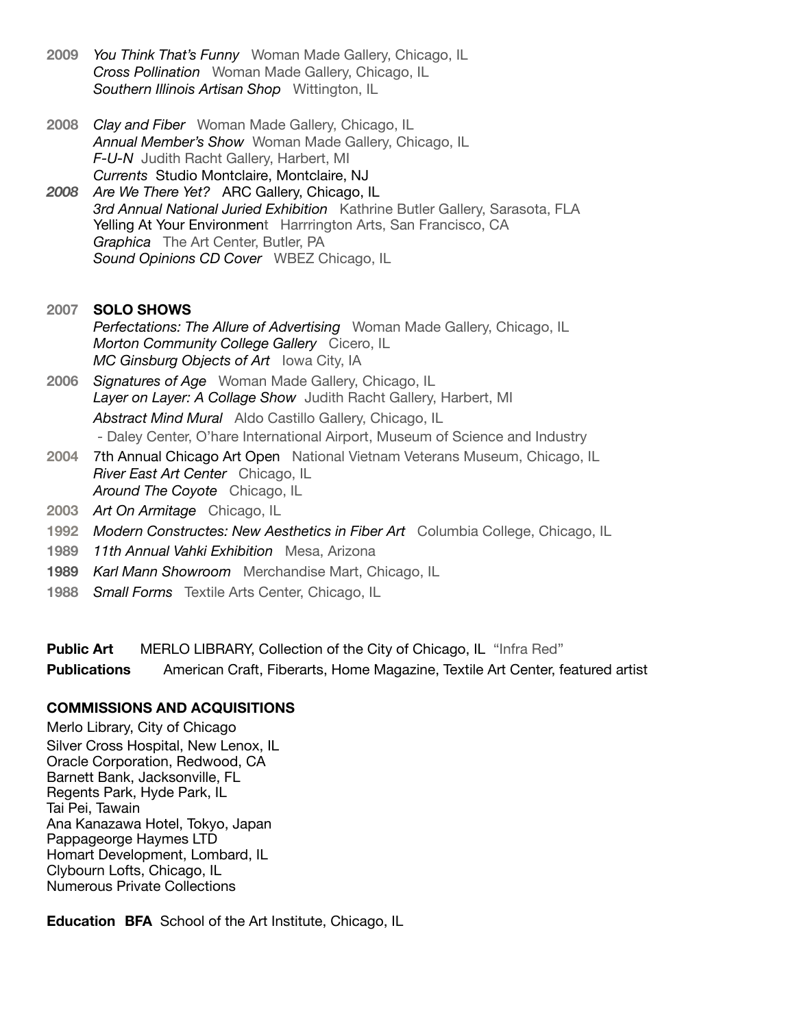**2009** *You Think That's Funny* Woman Made Gallery, Chicago, IL
*Cross Pollination* Woman Made Gallery, Chicago, IL
*Southern Illinois Artisan Shop* Wittington, IL

**2008** *Clay and Fiber* Woman Made Gallery, Chicago, IL
*Annual Member's Show* Woman Made Gallery, Chicago, IL
*F-U-N* Judith Racht Gallery, Harbert, MI
*Currents* Studio Montclaire, Montclaire, NJ

***2008*** *Are We There Yet?* ARC Gallery, Chicago, IL
*3rd Annual National Juried Exhibition* Kathrine Butler Gallery, Sarasota, FLA
Yelling At Your Environment Harrrington Arts, San Francisco, CA
*Graphica* The Art Center, Butler, PA
*Sound Opinions CD Cover* WBEZ Chicago, IL

**2007** **SOLO SHOWS**
*Perfectations: The Allure of Advertising* Woman Made Gallery, Chicago, IL
*Morton Community College Gallery* Cicero, IL
*MC Ginsburg Objects of Art* Iowa City, IA

**2006** *Signatures of Age* Woman Made Gallery, Chicago, IL
*Layer on Layer: A Collage Show* Judith Racht Gallery, Harbert, MI
*Abstract Mind Mural* Aldo Castillo Gallery, Chicago, IL
- Daley Center, O'hare International Airport, Museum of Science and Industry

**2004** 7th Annual Chicago Art Open National Vietnam Veterans Museum, Chicago, IL
*River East Art Center* Chicago, IL
*Around The Coyote* Chicago, IL

**2003** *Art On Armitage* Chicago, IL

**1992** *Modern Constructes: New Aesthetics in Fiber Art* Columbia College, Chicago, IL

**1989** *11th Annual Vahki Exhibition* Mesa, Arizona

**1989** *Karl Mann Showroom* Merchandise Mart, Chicago, IL

**1988** *Small Forms* Textile Arts Center, Chicago, IL

**Public Art** MERLO LIBRARY, Collection of the City of Chicago, IL "Infra Red"

**Publications** American Craft, Fiberarts, Home Magazine, Textile Art Center, featured artist

## COMMISSIONS AND ACQUISITIONS

Merlo Library, City of Chicago
Silver Cross Hospital, New Lenox, IL
Oracle Corporation, Redwood, CA
Barnett Bank, Jacksonville, FL
Regents Park, Hyde Park, IL
Tai Pei, Tawain
Ana Kanazawa Hotel, Tokyo, Japan
Pappageorge Haymes LTD
Homart Development, Lombard, IL
Clybourn Lofts, Chicago, IL
Numerous Private Collections

**Education** **BFA** School of the Art Institute, Chicago, IL